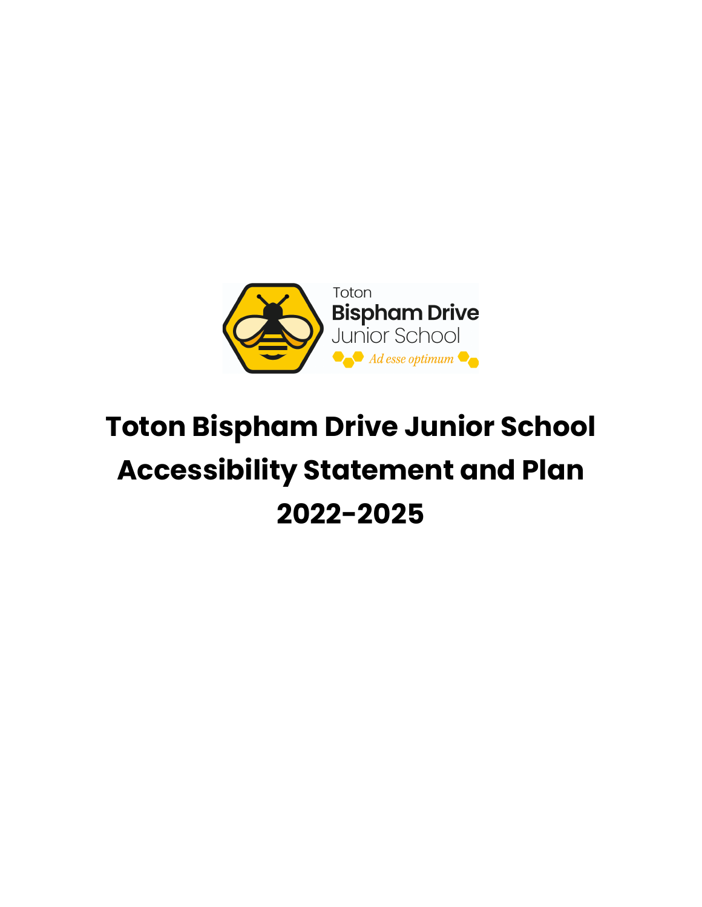# Toton Bispham Drive Junior School Accessibility Statement and Plan 2022-2025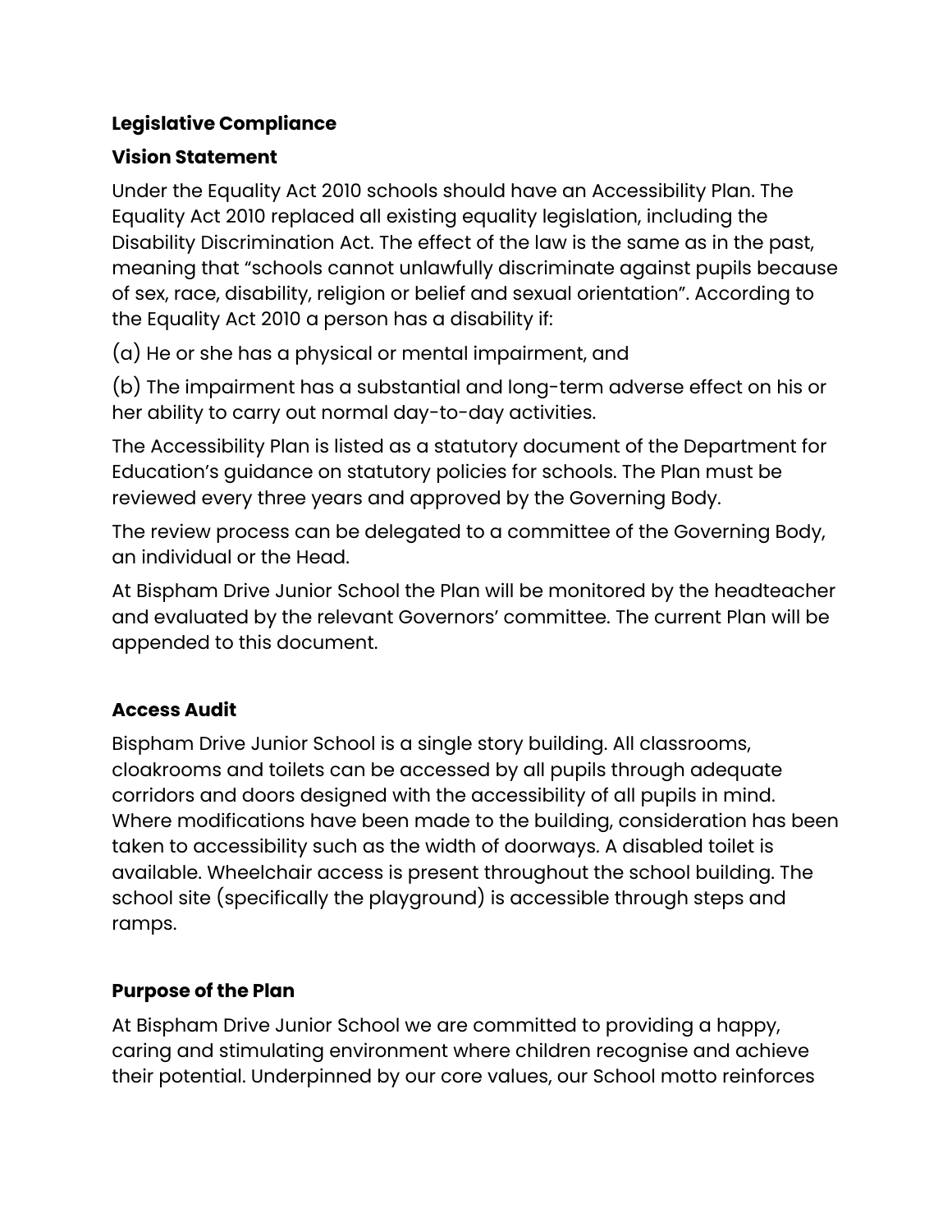**Legislative Compliance**

**Vision Statement**

Under the Equality Act 2010 schools should have an Accessibility Plan. The Equality Act 2010 replaced all existing equality legislation, including the Disability Discrimination Act. The effect of the law is the same as in the past, meaning that "schools cannot unlawfully discriminate against pupils because of sex, race, disability, religion or belief and sexual orientation". According to the Equality Act 2010 a person has a disability if:

(a) He or she has a physical or mental impairment, and

(b) The impairment has a substantial and long-term adverse effect on his or her ability to carry out normal day-to-day activities.

The Accessibility Plan is listed as a statutory document of the Department for Education's guidance on statutory policies for schools. The Plan must be reviewed every three years and approved by the Governing Body.

The review process can be delegated to a committee of the Governing Body, an individual or the Head.

At Bispham Drive Junior School the Plan will be monitored by the headteacher and evaluated by the relevant Governors' committee. The current Plan will be appended to this document.

**Access Audit**

Bispham Drive Junior School is a single story building. All classrooms, cloakrooms and toilets can be accessed by all pupils through adequate corridors and doors designed with the accessibility of all pupils in mind. Where modifications have been made to the building, consideration has been taken to accessibility such as the width of doorways. A disabled toilet is available. Wheelchair access is present throughout the school building. The school site (specifically the playground) is accessible through steps and ramps.

**Purpose of the Plan**

At Bispham Drive Junior School we are committed to providing a happy, caring and stimulating environment where children recognise and achieve their potential. Underpinned by our core values, our School motto reinforces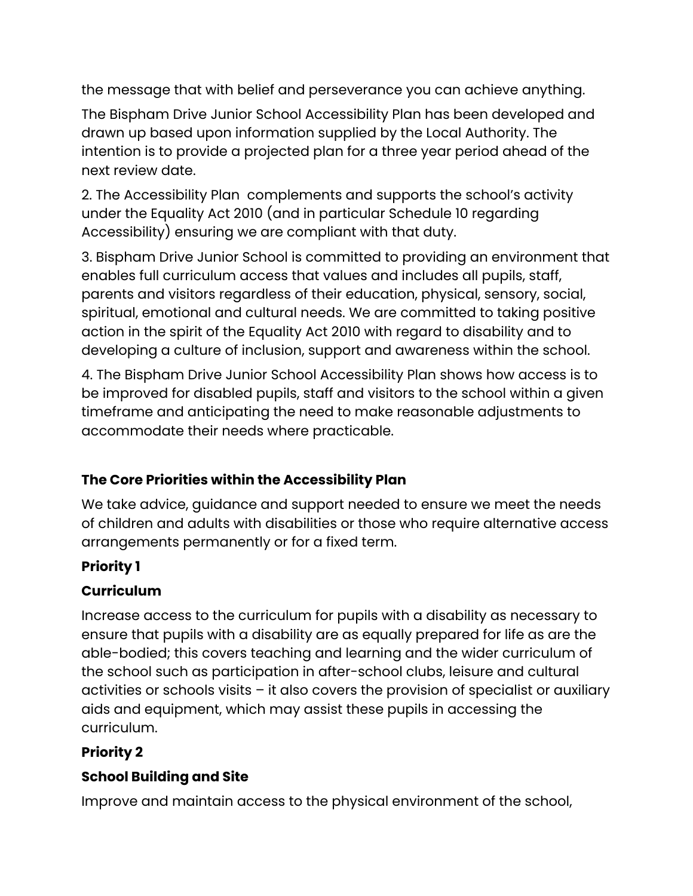the message that with belief and perseverance you can achieve anything.

The Bispham Drive Junior School Accessibility Plan has been developed and drawn up based upon information supplied by the Local Authority. The intention is to provide a projected plan for a three year period ahead of the next review date.

2. The Accessibility Plan complements and supports the school's activity under the Equality Act 2010 (and in particular Schedule 10 regarding Accessibility) ensuring we are compliant with that duty.

3. Bispham Drive Junior School is committed to providing an environment that enables full curriculum access that values and includes all pupils, staff, parents and visitors regardless of their education, physical, sensory, social, spiritual, emotional and cultural needs. We are committed to taking positive action in the spirit of the Equality Act 2010 with regard to disability and to developing a culture of inclusion, support and awareness within the school.

4. The Bispham Drive Junior School Accessibility Plan shows how access is to be improved for disabled pupils, staff and visitors to the school within a given timeframe and anticipating the need to make reasonable adjustments to accommodate their needs where practicable.

**The Core Priorities within the Accessibility Plan**

We take advice, guidance and support needed to ensure we meet the needs of children and adults with disabilities or those who require alternative access arrangements permanently or for a fixed term.

**Priority 1**

**Curriculum**

Increase access to the curriculum for pupils with a disability as necessary to ensure that pupils with a disability are as equally prepared for life as are the able-bodied; this covers teaching and learning and the wider curriculum of the school such as participation in after-school clubs, leisure and cultural activities or schools visits – it also covers the provision of specialist or auxiliary aids and equipment, which may assist these pupils in accessing the curriculum.

**Priority 2**

**School Building and Site**

Improve and maintain access to the physical environment of the school,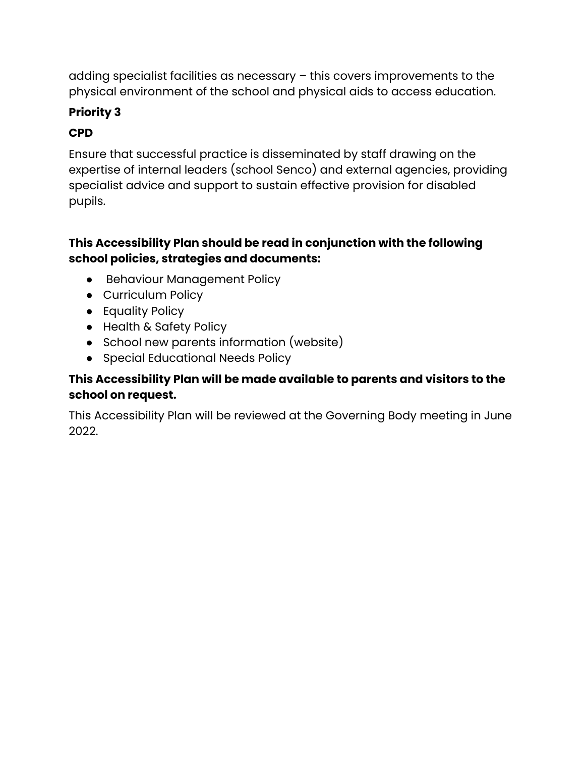adding specialist facilities as necessary – this covers improvements to the physical environment of the school and physical aids to access education.

**Priority 3**

**CPD**

Ensure that successful practice is disseminated by staff drawing on the expertise of internal leaders (school Senco) and external agencies, providing specialist advice and support to sustain effective provision for disabled pupils.

**This Accessibility Plan should be read in conjunction with the following school policies, strategies and documents:**

- Behaviour Management Policy
- Curriculum Policy
- Equality Policy
- Health & Safety Policy
- School new parents information (website)
- Special Educational Needs Policy

**This Accessibility Plan will be made available to parents and visitors to the school on request.**

This Accessibility Plan will be reviewed at the Governing Body meeting in June 2022.